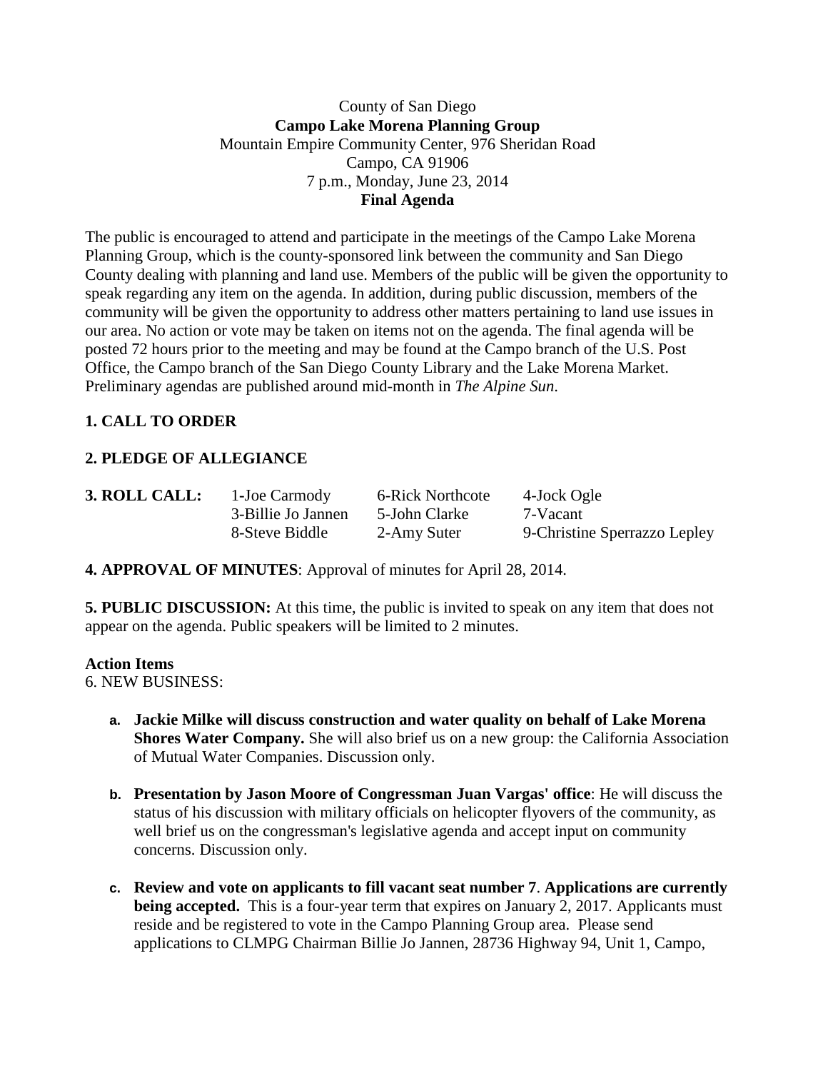County of San Diego

**Campo Lake Morena Planning Group**

Mountain Empire Community Center, 976 Sheridan Road

Campo, CA 91906

7 p.m., Monday, June 23, 2014

**Final Agenda**

The public is encouraged to attend and participate in the meetings of the Campo Lake Morena Planning Group, which is the county-sponsored link between the community and San Diego County dealing with planning and land use. Members of the public will be given the opportunity to speak regarding any item on the agenda. In addition, during public discussion, members of the community will be given the opportunity to address other matters pertaining to land use issues in our area. No action or vote may be taken on items not on the agenda. The final agenda will be posted 72 hours prior to the meeting and may be found at the Campo branch of the U.S. Post Office, the Campo branch of the San Diego County Library and the Lake Morena Market. Preliminary agendas are published around mid-month in *The Alpine Sun*.

**1. CALL TO ORDER**

**2. PLEDGE OF ALLEGIANCE**

**3. ROLL CALL:**

| | | |
|---|---|---|
| 1-Joe Carmody | 6-Rick Northcote | 4-Jock Ogle |
| 3-Billie Jo Jannen | 5-John Clarke | 7-Vacant |
| 8-Steve Biddle | 2-Amy Suter | 9-Christine Sperrazzo Lepley |

**4. APPROVAL OF MINUTES**: Approval of minutes for April 28, 2014.

**5. PUBLIC DISCUSSION:** At this time, the public is invited to speak on any item that does not appear on the agenda. Public speakers will be limited to 2 minutes.

**Action Items**

6. NEW BUSINESS:

a. **Jackie Milke will discuss construction and water quality on behalf of Lake Morena Shores Water Company.** She will also brief us on a new group: the California Association of Mutual Water Companies. Discussion only.

b. **Presentation by Jason Moore of Congressman Juan Vargas' office**: He will discuss the status of his discussion with military officials on helicopter flyovers of the community, as well brief us on the congressman's legislative agenda and accept input on community concerns. Discussion only.

c. **Review and vote on applicants to fill vacant seat number 7**. **Applications are currently being accepted.** This is a four-year term that expires on January 2, 2017. Applicants must reside and be registered to vote in the Campo Planning Group area. Please send applications to CLMPG Chairman Billie Jo Jannen, 28736 Highway 94, Unit 1, Campo,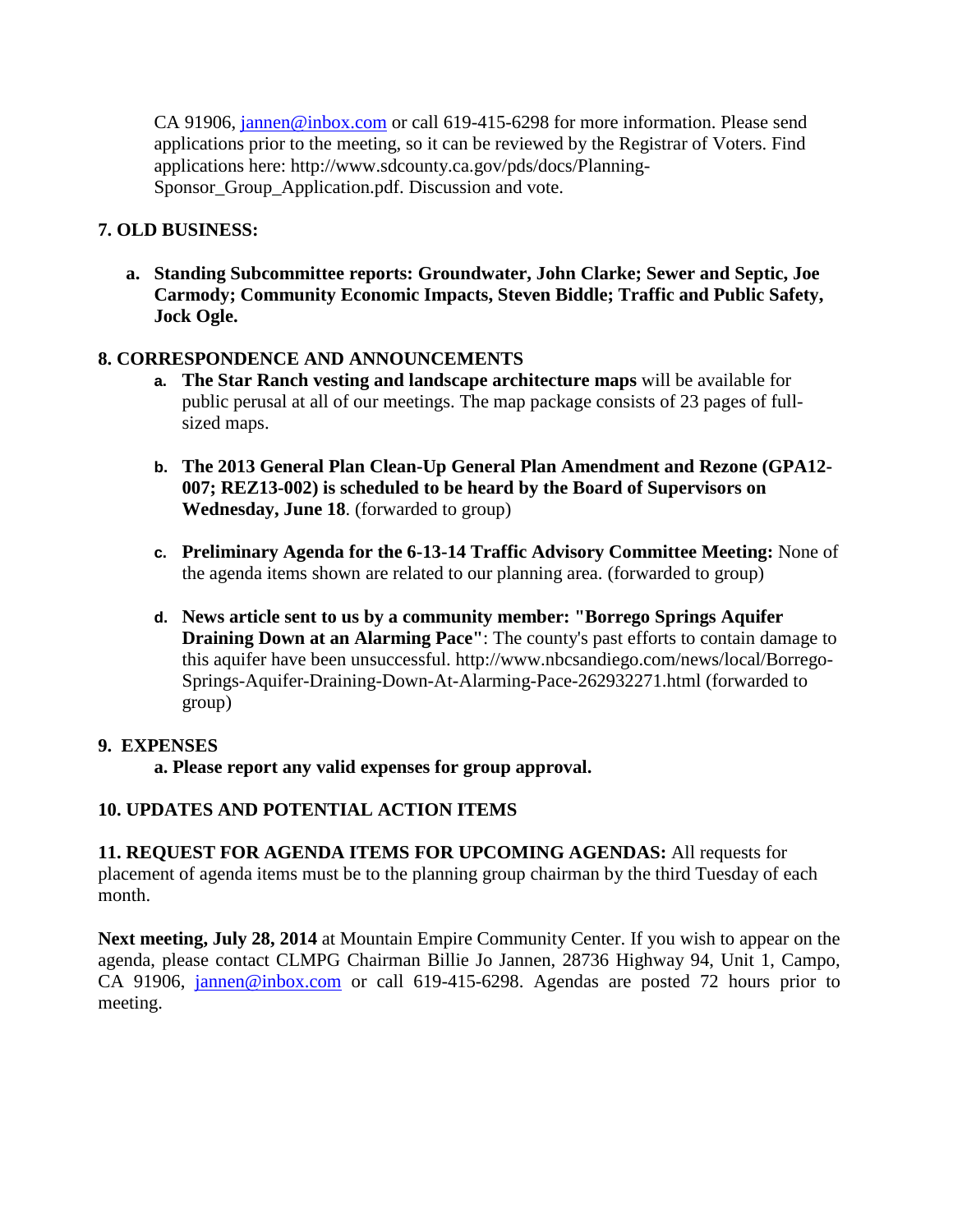CA 91906, jannen@inbox.com or call 619-415-6298 for more information. Please send applications prior to the meeting, so it can be reviewed by the Registrar of Voters. Find applications here: http://www.sdcounty.ca.gov/pds/docs/Planning-Sponsor_Group_Application.pdf. Discussion and vote.

## 7. OLD BUSINESS:

a. **Standing Subcommittee reports: Groundwater, John Clarke; Sewer and Septic, Joe Carmody; Community Economic Impacts, Steven Biddle; Traffic and Public Safety, Jock Ogle.**

## 8. CORRESPONDENCE AND ANNOUNCEMENTS

a. **The Star Ranch vesting and landscape architecture maps** will be available for public perusal at all of our meetings. The map package consists of 23 pages of full-sized maps.

b. **The 2013 General Plan Clean-Up General Plan Amendment and Rezone (GPA12-007; REZ13-002) is scheduled to be heard by the Board of Supervisors on Wednesday, June 18**. (forwarded to group)

c. **Preliminary Agenda for the 6-13-14 Traffic Advisory Committee Meeting:** None of the agenda items shown are related to our planning area. (forwarded to group)

d. **News article sent to us by a community member: "Borrego Springs Aquifer Draining Down at an Alarming Pace"**: The county's past efforts to contain damage to this aquifer have been unsuccessful. http://www.nbcsandiego.com/news/local/Borrego-Springs-Aquifer-Draining-Down-At-Alarming-Pace-262932271.html (forwarded to group)

## 9. EXPENSES

a. **Please report any valid expenses for group approval.**

## 10. UPDATES AND POTENTIAL ACTION ITEMS

**11. REQUEST FOR AGENDA ITEMS FOR UPCOMING AGENDAS:** All requests for placement of agenda items must be to the planning group chairman by the third Tuesday of each month.

**Next meeting, July 28, 2014** at Mountain Empire Community Center. If you wish to appear on the agenda, please contact CLMPG Chairman Billie Jo Jannen, 28736 Highway 94, Unit 1, Campo, CA 91906, jannen@inbox.com or call 619-415-6298. Agendas are posted 72 hours prior to meeting.